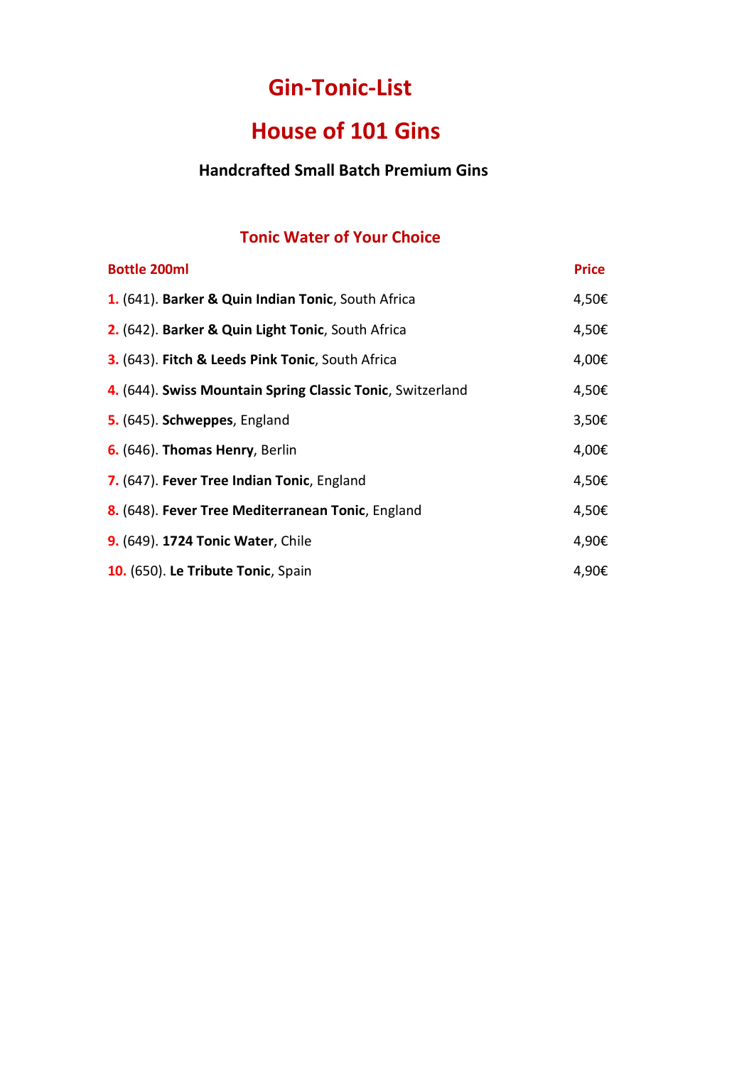# Gin-Tonic-List

# House of 101 Gins

### Handcrafted Small Batch Premium Gins

## Tonic Water of Your Choice

| Bottle 200ml | Price |
|---|---|
| 1. (641). **Barker & Quin Indian Tonic**, South Africa | 4,50€ |
| 2. (642). **Barker & Quin Light Tonic**, South Africa | 4,50€ |
| 3. (643). **Fitch & Leeds Pink Tonic**, South Africa | 4,00€ |
| 4. (644). **Swiss Mountain Spring Classic Tonic**, Switzerland | 4,50€ |
| 5. (645). **Schweppes**, England | 3,50€ |
| 6. (646). **Thomas Henry**, Berlin | 4,00€ |
| 7. (647). **Fever Tree Indian Tonic**, England | 4,50€ |
| 8. (648). **Fever Tree Mediterranean Tonic**, England | 4,50€ |
| 9. (649). **1724 Tonic Water**, Chile | 4,90€ |
| 10. (650). **Le Tribute Tonic**, Spain | 4,90€ |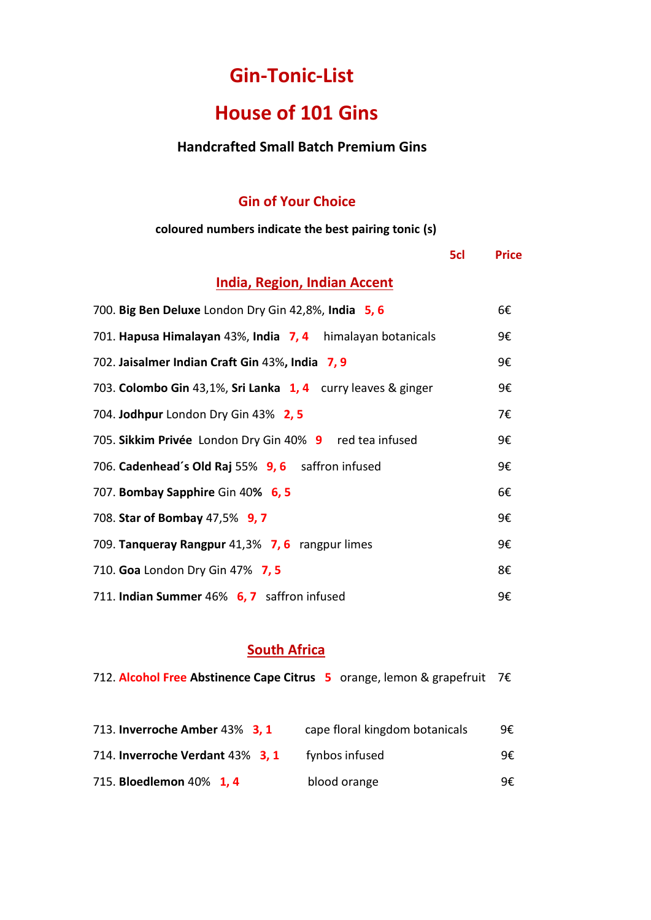# Gin-Tonic-List

# House of 101 Gins

**Handcrafted Small Batch Premium Gins**

## Gin of Your Choice

**coloured numbers indicate the best pairing tonic (s)**

| | | 5cl Price |
|---|---|---|

### India, Region, Indian Accent

| Gin | Notes | 5cl Price |
|---|---|---|
| 700. **Big Ben Deluxe** London Dry Gin 42,8%, **India** 5, 6 | | 6€ |
| 701. **Hapusa Himalayan** 43%, **India** 7, 4 | himalayan botanicals | 9€ |
| 702. **Jaisalmer Indian Craft Gin** 43%**, India** 7, 9 | | 9€ |
| 703. **Colombo Gin** 43,1%, **Sri Lanka** 1, 4 | curry leaves & ginger | 9€ |
| 704. **Jodhpur** London Dry Gin 43% 2, 5 | | 7€ |
| 705. **Sikkim Privée** London Dry Gin 40% 9 | red tea infused | 9€ |
| 706. **Cadenhead´s Old Raj** 55% 9, 6 | saffron infused | 9€ |
| 707. **Bombay Sapphire** Gin 40% 6, 5 | | 6€ |
| 708. **Star of Bombay** 47,5% 9, 7 | | 9€ |
| 709. **Tanqueray Rangpur** 41,3% 7, 6 | rangpur limes | 9€ |
| 710. **Goa** London Dry Gin 47% 7, 5 | | 8€ |
| 711. **Indian Summer** 46% 6, 7 | saffron infused | 9€ |

### South Africa

| Gin | Notes | 5cl Price |
|---|---|---|
| 712. Alcohol Free **Abstinence Cape Citrus** 5 | orange, lemon & grapefruit | 7€ |
| 713. **Inverroche Amber** 43% 3, 1 | cape floral kingdom botanicals | 9€ |
| 714. **Inverroche Verdant** 43% 3, 1 | fynbos infused | 9€ |
| 715. **Bloedlemon** 40% 1, 4 | blood orange | 9€ |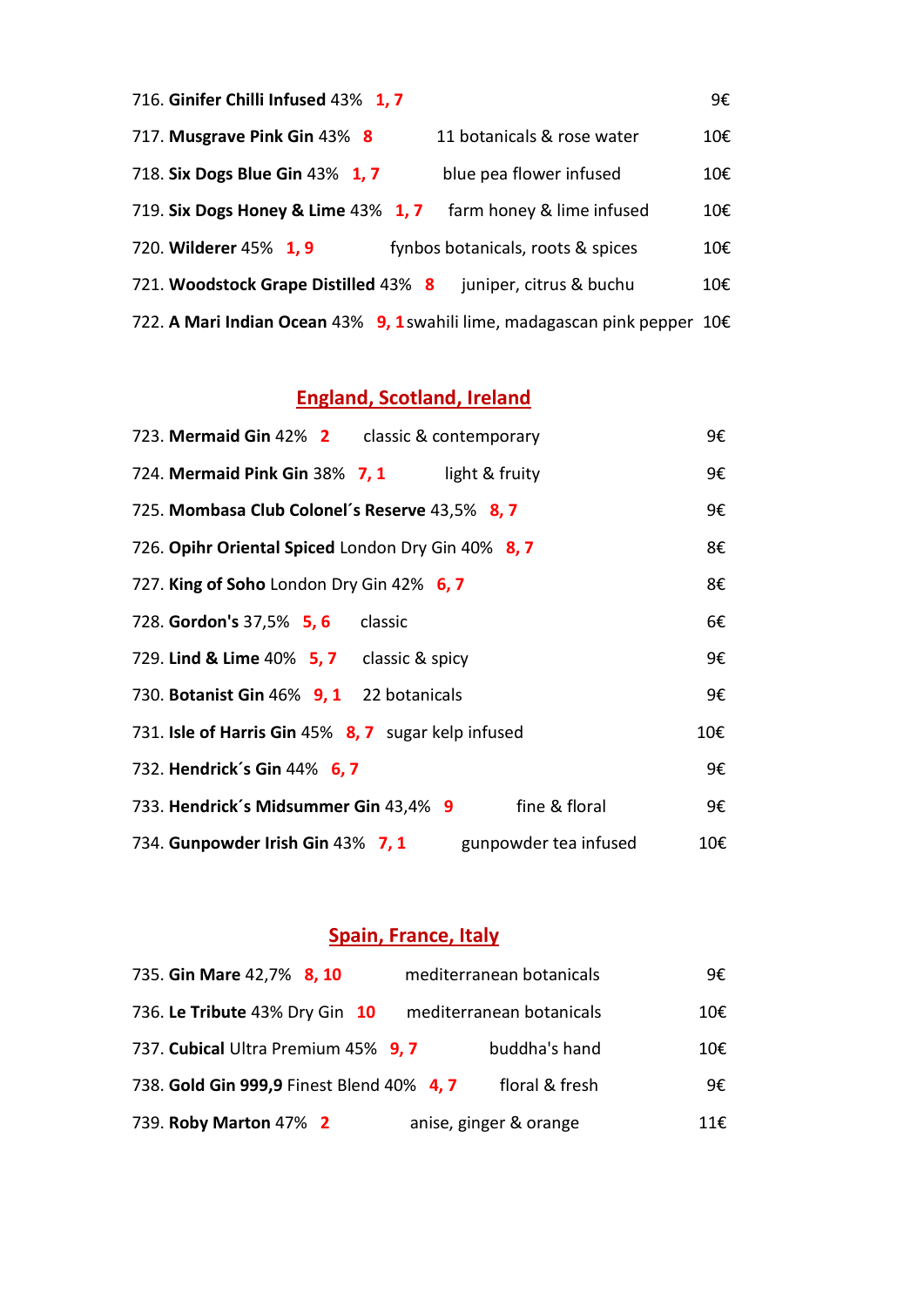716. **Ginifer Chilli Infused** 43% **1, 7** 9€

717. **Musgrave Pink Gin** 43% **8** 11 botanicals & rose water 10€

718. **Six Dogs Blue Gin** 43% **1, 7** blue pea flower infused 10€

719. **Six Dogs Honey & Lime** 43% **1, 7** farm honey & lime infused 10€

720. **Wilderer** 45% **1, 9** fynbos botanicals, roots & spices 10€

721. **Woodstock Grape Distilled** 43% **8** juniper, citrus & buchu 10€

722. **A Mari Indian Ocean** 43% **9, 1** swahili lime, madagascan pink pepper 10€

## England, Scotland, Ireland

723. **Mermaid Gin** 42% **2** classic & contemporary 9€

724. **Mermaid Pink Gin** 38% **7, 1** light & fruity 9€

725. **Mombasa Club Colonel´s Reserve** 43,5% **8, 7** 9€

726. **Opihr Oriental Spiced** London Dry Gin 40% **8, 7** 8€

727. **King of Soho** London Dry Gin 42% **6, 7** 8€

728. **Gordon's** 37,5% **5, 6** classic 6€

729. **Lind & Lime** 40% **5, 7** classic & spicy 9€

730. **Botanist Gin** 46% **9, 1** 22 botanicals 9€

731. **Isle of Harris Gin** 45% **8, 7** sugar kelp infused 10€

732. **Hendrick´s Gin** 44% **6, 7** 9€

733. **Hendrick´s Midsummer Gin** 43,4% **9** fine & floral 9€

734. **Gunpowder Irish Gin** 43% **7, 1** gunpowder tea infused 10€

## Spain, France, Italy

735. **Gin Mare** 42,7% **8, 10** mediterranean botanicals 9€

736. **Le Tribute** 43% Dry Gin **10** mediterranean botanicals 10€

737. **Cubical** Ultra Premium 45% **9, 7** buddha's hand 10€

738. **Gold Gin 999,9** Finest Blend 40% **4, 7** floral & fresh 9€

739. **Roby Marton** 47% **2** anise, ginger & orange 11€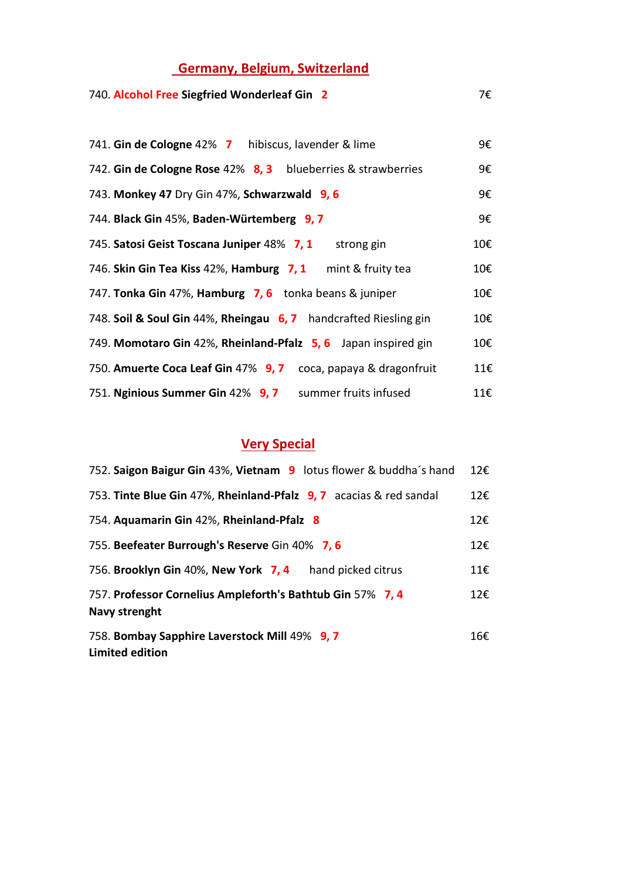## Germany, Belgium, Switzerland

740. **Alcohol Free** **Siegfried Wonderleaf Gin** 2 — 7€

741. **Gin de Cologne** 42% 7 hibiscus, lavender & lime — 9€

742. **Gin de Cologne Rose** 42% 8, 3 blueberries & strawberries — 9€

743. **Monkey 47** Dry Gin 47%, **Schwarzwald** 9, 6 — 9€

744. **Black Gin** 45%, **Baden-Würtemberg** 9, 7 — 9€

745. **Satosi Geist Toscana Juniper** 48% 7, 1 strong gin — 10€

746. **Skin Gin Tea Kiss** 42%, **Hamburg** 7, 1 mint & fruity tea — 10€

747. **Tonka Gin** 47%, **Hamburg** 7, 6 tonka beans & juniper — 10€

748. **Soil & Soul Gin** 44%, **Rheingau** 6, 7 handcrafted Riesling gin — 10€

749. **Momotaro Gin** 42%, **Rheinland-Pfalz** 5, 6 Japan inspired gin — 10€

750. **Amuerte Coca Leaf Gin** 47% 9, 7 coca, papaya & dragonfruit — 11€

751. **Nginious Summer Gin** 42% 9, 7 summer fruits infused — 11€

## Very Special

752. **Saigon Baigur Gin** 43%, **Vietnam** 9 lotus flower & buddha´s hand — 12€

753. **Tinte Blue Gin** 47%, **Rheinland-Pfalz** 9, 7 acacias & red sandal — 12€

754. **Aquamarin Gin** 42%, **Rheinland-Pfalz** 8 — 12€

755. **Beefeater Burrough's Reserve** Gin 40% 7, 6 — 12€

756. **Brooklyn Gin** 40%, **New York** 7, 4 hand picked citrus — 11€

757. **Professor Cornelius Ampleforth's Bathtub Gin** 57% 7, 4 — 12€
**Navy strenght**

758. **Bombay Sapphire Laverstock Mill** 49% 9, 7 — 16€
**Limited edition**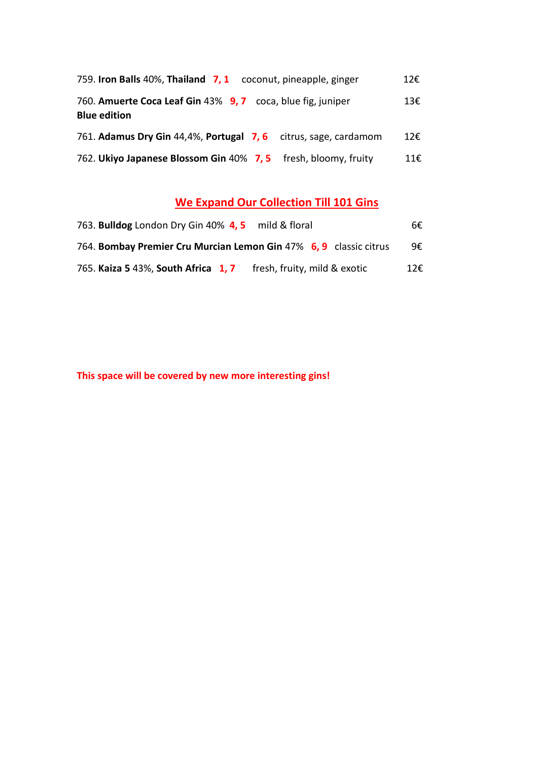759. **Iron Balls** 40%, **Thailand** **7, 1** coconut, pineapple, ginger 12€

760. **Amuerte Coca Leaf Gin** 43% **9, 7** coca, blue fig, juniper 13€
**Blue edition**

761. **Adamus Dry Gin** 44,4%, **Portugal** **7, 6** citrus, sage, cardamom 12€

762. **Ukiyo Japanese Blossom Gin** 40% **7, 5** fresh, bloomy, fruity 11€

## We Expand Our Collection Till 101 Gins

763. **Bulldog** London Dry Gin 40% **4, 5** mild & floral 6€

764. **Bombay Premier Cru Murcian Lemon Gin** 47% **6, 9** classic citrus 9€

765. **Kaiza 5** 43%, **South Africa** **1, 7** fresh, fruity, mild & exotic 12€

**This space will be covered by new more interesting gins!**